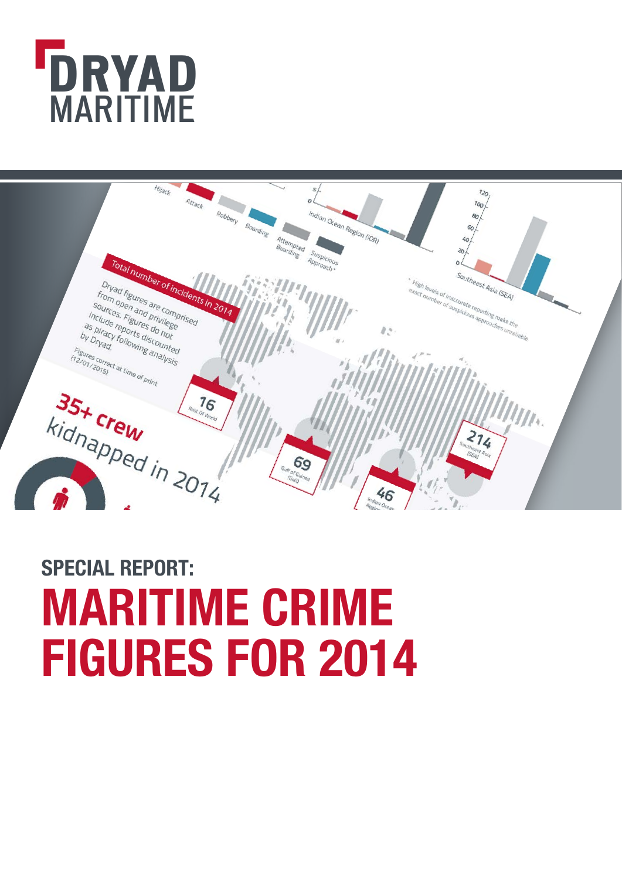# DRYAD MARITIME

## SPECIAL REPORT:

# MARITIME CRIME FIGURES FOR 2014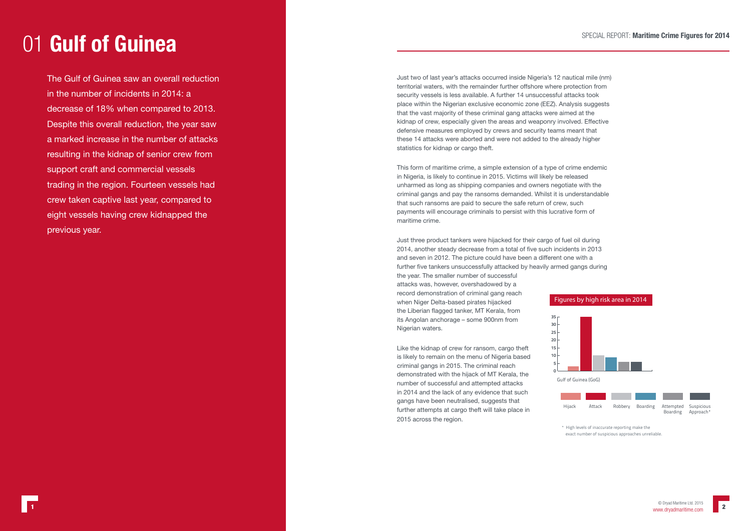# 01 **Gulf of Guinea**

The Gulf of Guinea saw an overall reduction in the number of incidents in 2014: a decrease of 18% when compared to 2013. Despite this overall reduction, the year saw a marked increase in the number of attacks resulting in the kidnap of senior crew from support craft and commercial vessels trading in the region. Fourteen vessels had crew taken captive last year, compared to eight vessels having crew kidnapped the previous year.

Just two of last year's attacks occurred inside Nigeria's 12 nautical mile (nm) territorial waters, with the remainder further offshore where protection from security vessels is less available. A further 14 unsuccessful attacks took place within the Nigerian exclusive economic zone (EEZ). Analysis suggests that the vast majority of these criminal gang attacks were aimed at the kidnap of crew, especially given the areas and weaponry involved. Effective defensive measures employed by crews and security teams meant that these 14 attacks were aborted and were not added to the already higher statistics for kidnap or cargo theft.

This form of maritime crime, a simple extension of a type of crime endemic in Nigeria, is likely to continue in 2015. Victims will likely be released unharmed as long as shipping companies and owners negotiate with the criminal gangs and pay the ransoms demanded. Whilst it is understandable that such ransoms are paid to secure the safe return of crew, such payments will encourage criminals to persist with this lucrative form of maritime crime.

Just three product tankers were hijacked for their cargo of fuel oil during 2014, another steady decrease from a total of five such incidents in 2013 and seven in 2012. The picture could have been a different one with a further five tankers unsuccessfully attacked by heavily armed gangs during the year. The smaller number of successful attacks was, however, overshadowed by a record demonstration of criminal gang reach when Niger Delta-based pirates hijacked the Liberian flagged tanker, MT Kerala, from its Angolan anchorage – some 900nm from Nigerian waters.

Like the kidnap of crew for ransom, cargo theft is likely to remain on the menu of Nigeria based criminal gangs in 2015. The criminal reach demonstrated with the hijack of MT Kerala, the number of successful and attempted attacks in 2014 and the lack of any evidence that such gangs have been neutralised, suggests that further attempts at cargo theft will take place in 2015 across the region.

**Figures by high risk area in 2014**

| Gulf of Guinea (GoG) | Hijack | Attack | Robbery | Boarding | Attempted Boarding | Suspicious Approach* |
|---|---|---|---|---|---|---|
| Approx. value (read from chart) | 3 | 35 | 10 | 9 | 6 | 6 |

\* High levels of inaccurate reporting make the exact number of suspicious approaches unreliable.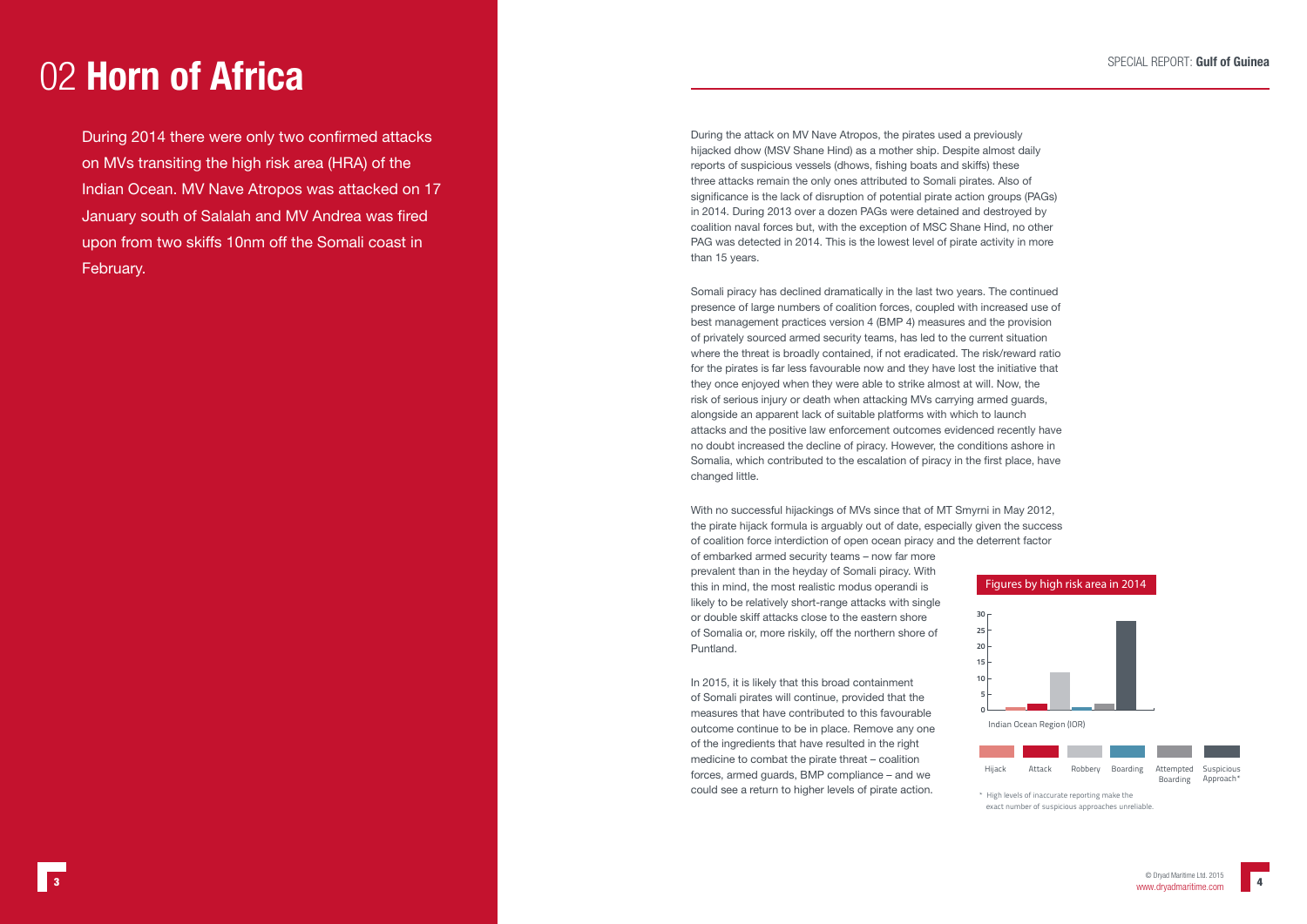# 02 Horn of Africa

During 2014 there were only two confirmed attacks on MVs transiting the high risk area (HRA) of the Indian Ocean. MV Nave Atropos was attacked on 17 January south of Salalah and MV Andrea was fired upon from two skiffs 10nm off the Somali coast in February.

During the attack on MV Nave Atropos, the pirates used a previously hijacked dhow (MSV Shane Hind) as a mother ship. Despite almost daily reports of suspicious vessels (dhows, fishing boats and skiffs) these three attacks remain the only ones attributed to Somali pirates. Also of significance is the lack of disruption of potential pirate action groups (PAGs) in 2014. During 2013 over a dozen PAGs were detained and destroyed by coalition naval forces but, with the exception of MSC Shane Hind, no other PAG was detected in 2014. This is the lowest level of pirate activity in more than 15 years.

Somali piracy has declined dramatically in the last two years. The continued presence of large numbers of coalition forces, coupled with increased use of best management practices version 4 (BMP 4) measures and the provision of privately sourced armed security teams, has led to the current situation where the threat is broadly contained, if not eradicated. The risk/reward ratio for the pirates is far less favourable now and they have lost the initiative that they once enjoyed when they were able to strike almost at will. Now, the risk of serious injury or death when attacking MVs carrying armed guards, alongside an apparent lack of suitable platforms with which to launch attacks and the positive law enforcement outcomes evidenced recently have no doubt increased the decline of piracy. However, the conditions ashore in Somalia, which contributed to the escalation of piracy in the first place, have changed little.

With no successful hijackings of MVs since that of MT Smyrni in May 2012, the pirate hijack formula is arguably out of date, especially given the success of coalition force interdiction of open ocean piracy and the deterrent factor of embarked armed security teams – now far more prevalent than in the heyday of Somali piracy. With this in mind, the most realistic modus operandi is likely to be relatively short-range attacks with single or double skiff attacks close to the eastern shore of Somalia or, more riskily, off the northern shore of Puntland.

In 2015, it is likely that this broad containment of Somali pirates will continue, provided that the measures that have contributed to this favourable outcome continue to be in place. Remove any one of the ingredients that have resulted in the right medicine to combat the pirate threat – coalition forces, armed guards, BMP compliance – and we could see a return to higher levels of pirate action.

**Figures by high risk area in 2014**

Indian Ocean Region (IOR)

Hijack | Attack | Robbery | Boarding | Attempted Boarding | Suspicious Approach*

\* High levels of inaccurate reporting make the exact number of suspicious approaches unreliable.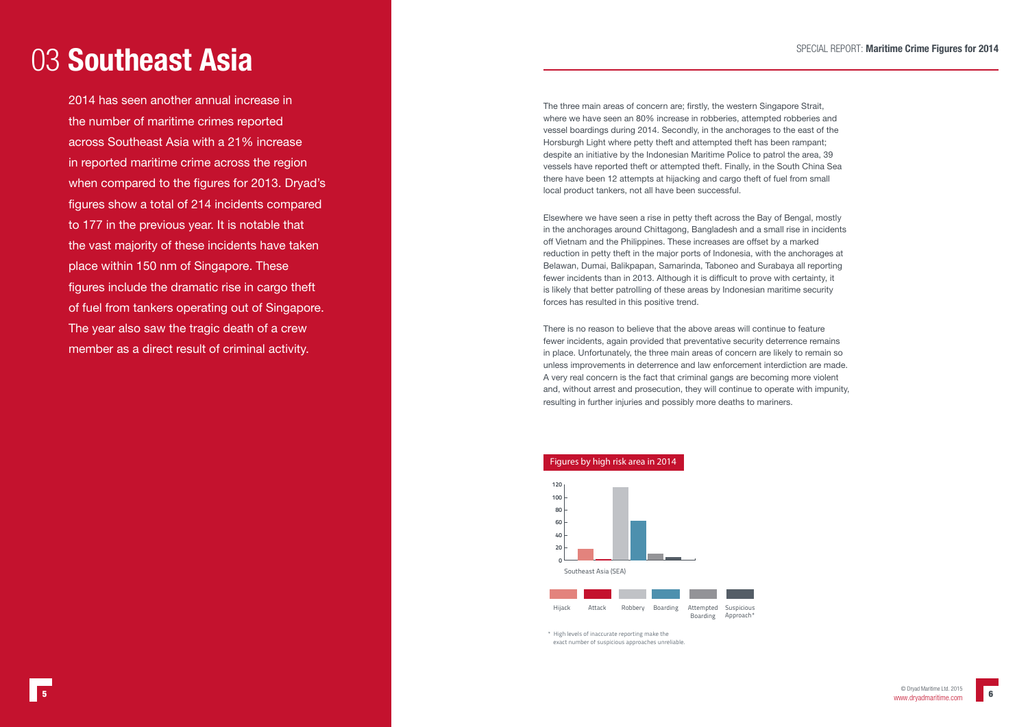# 03 Southeast Asia

2014 has seen another annual increase in the number of maritime crimes reported across Southeast Asia with a 21% increase in reported maritime crime across the region when compared to the figures for 2013. Dryad's figures show a total of 214 incidents compared to 177 in the previous year. It is notable that the vast majority of these incidents have taken place within 150 nm of Singapore. These figures include the dramatic rise in cargo theft of fuel from tankers operating out of Singapore. The year also saw the tragic death of a crew member as a direct result of criminal activity.

The three main areas of concern are; firstly, the western Singapore Strait, where we have seen an 80% increase in robberies, attempted robberies and vessel boardings during 2014. Secondly, in the anchorages to the east of the Horsburgh Light where petty theft and attempted theft has been rampant; despite an initiative by the Indonesian Maritime Police to patrol the area, 39 vessels have reported theft or attempted theft. Finally, in the South China Sea there have been 12 attempts at hijacking and cargo theft of fuel from small local product tankers, not all have been successful.

Elsewhere we have seen a rise in petty theft across the Bay of Bengal, mostly in the anchorages around Chittagong, Bangladesh and a small rise in incidents off Vietnam and the Philippines. These increases are offset by a marked reduction in petty theft in the major ports of Indonesia, with the anchorages at Belawan, Dumai, Balikpapan, Samarinda, Taboneo and Surabaya all reporting fewer incidents than in 2013. Although it is difficult to prove with certainty, it is likely that better patrolling of these areas by Indonesian maritime security forces has resulted in this positive trend.

There is no reason to believe that the above areas will continue to feature fewer incidents, again provided that preventative security deterrence remains in place. Unfortunately, the three main areas of concern are likely to remain so unless improvements in deterrence and law enforcement interdiction are made. A very real concern is the fact that criminal gangs are becoming more violent and, without arrest and prosecution, they will continue to operate with impunity, resulting in further injuries and possibly more deaths to mariners.

Figures by high risk area in 2014

Southeast Asia (SEA)

Hijack | Attack | Robbery | Boarding | Attempted Boarding | Suspicious Approach*

\* High levels of inaccurate reporting make the exact number of suspicious approaches unreliable.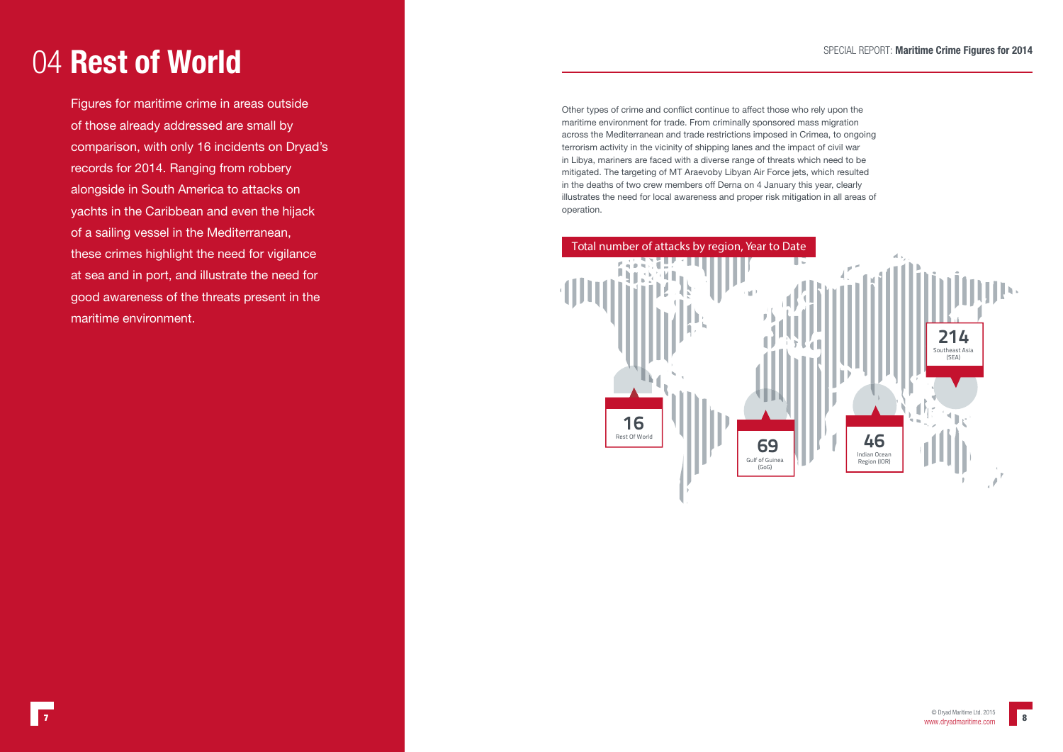# 04 Rest of World

Figures for maritime crime in areas outside of those already addressed are small by comparison, with only 16 incidents on Dryad's records for 2014. Ranging from robbery alongside in South America to attacks on yachts in the Caribbean and even the hijack of a sailing vessel in the Mediterranean, these crimes highlight the need for vigilance at sea and in port, and illustrate the need for good awareness of the threats present in the maritime environment.

Other types of crime and conflict continue to affect those who rely upon the maritime environment for trade. From criminally sponsored mass migration across the Mediterranean and trade restrictions imposed in Crimea, to ongoing terrorism activity in the vicinity of shipping lanes and the impact of civil war in Libya, mariners are faced with a diverse range of threats which need to be mitigated. The targeting of MT Araevoby Libyan Air Force jets, which resulted in the deaths of two crew members off Derna on 4 January this year, clearly illustrates the need for local awareness and proper risk mitigation in all areas of operation.

Total number of attacks by region, Year to Date

| Region | Attacks |
|---|---|
| Rest Of World | 16 |
| Gulf of Guinea (GoG) | 69 |
| Indian Ocean Region (IOR) | 46 |
| Southeast Asia (SEA) | 214 |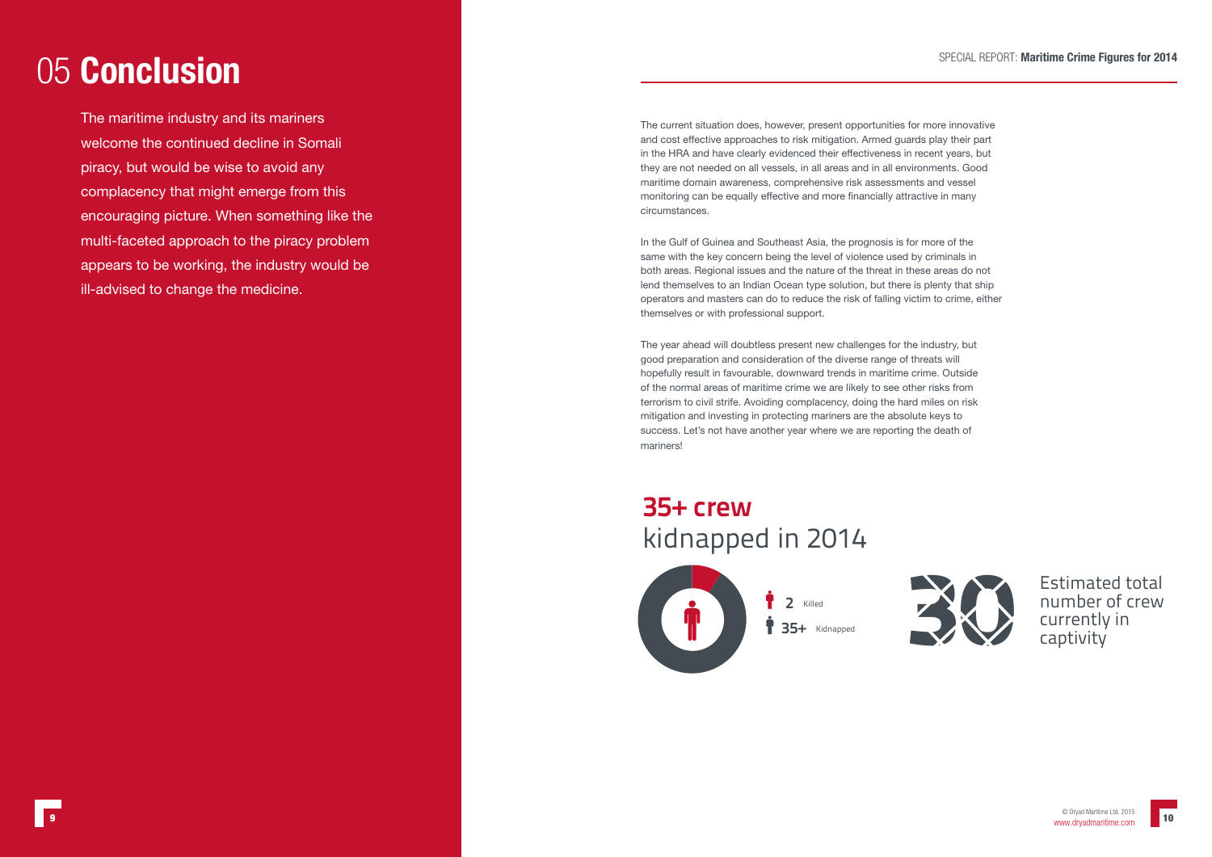# 05 **Conclusion**

The maritime industry and its mariners welcome the continued decline in Somali piracy, but would be wise to avoid any complacency that might emerge from this encouraging picture. When something like the multi-faceted approach to the piracy problem appears to be working, the industry would be ill-advised to change the medicine.

The current situation does, however, present opportunities for more innovative and cost effective approaches to risk mitigation. Armed guards play their part in the HRA and have clearly evidenced their effectiveness in recent years, but they are not needed on all vessels, in all areas and in all environments. Good maritime domain awareness, comprehensive risk assessments and vessel monitoring can be equally effective and more financially attractive in many circumstances.

In the Gulf of Guinea and Southeast Asia, the prognosis is for more of the same with the key concern being the level of violence used by criminals in both areas. Regional issues and the nature of the threat in these areas do not lend themselves to an Indian Ocean type solution, but there is plenty that ship operators and masters can do to reduce the risk of falling victim to crime, either themselves or with professional support.

The year ahead will doubtless present new challenges for the industry, but good preparation and consideration of the diverse range of threats will hopefully result in favourable, downward trends in maritime crime. Outside of the normal areas of maritime crime we are likely to see other risks from terrorism to civil strife. Avoiding complacency, doing the hard miles on risk mitigation and investing in protecting mariners are the absolute keys to success. Let's not have another year where we are reporting the death of mariners!

## **35+ crew** kidnapped in 2014

**2** Killed

**35+** Kidnapped

**30** Estimated total number of crew currently in captivity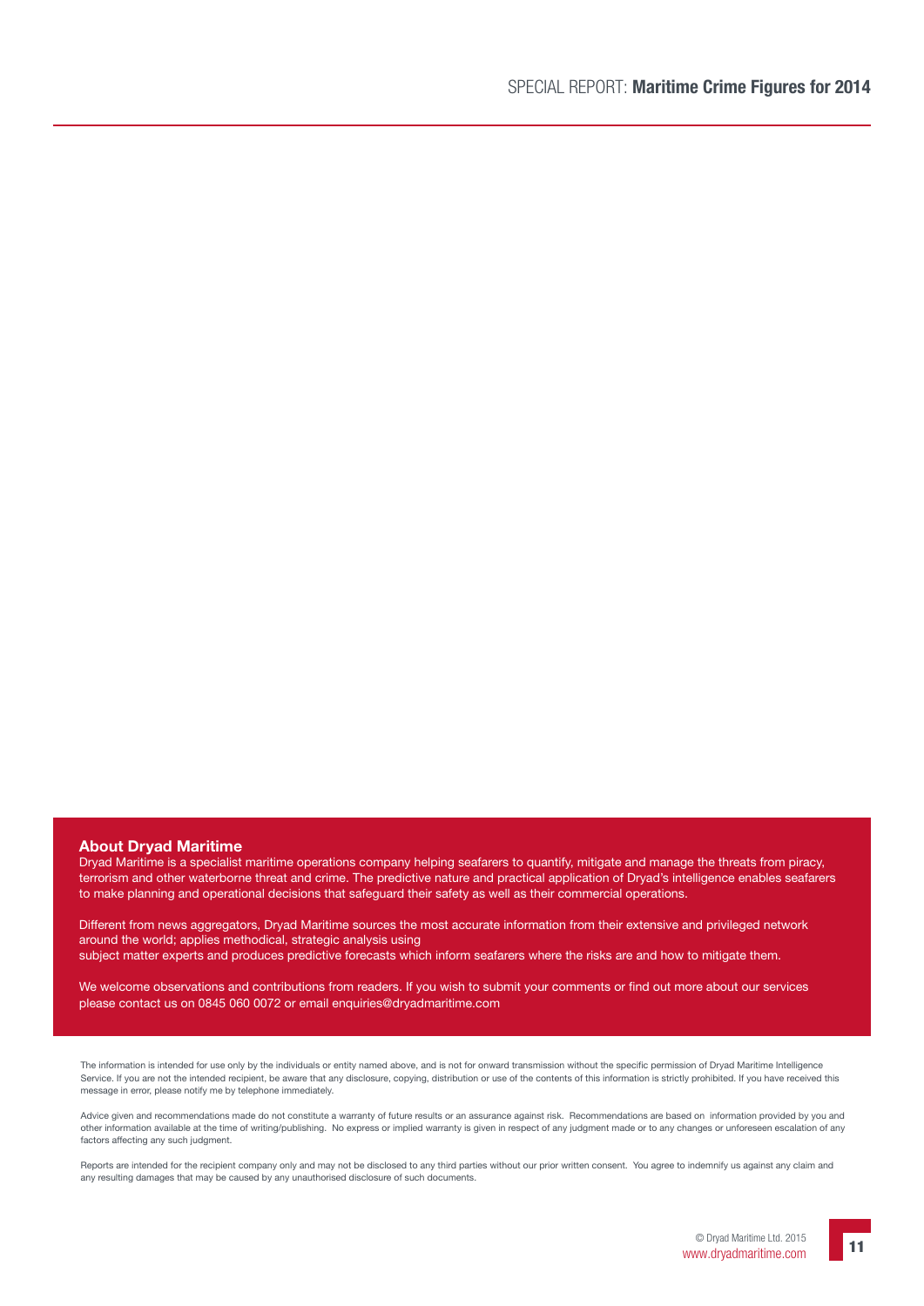## About Dryad Maritime

Dryad Maritime is a specialist maritime operations company helping seafarers to quantify, mitigate and manage the threats from piracy, terrorism and other waterborne threat and crime. The predictive nature and practical application of Dryad's intelligence enables seafarers to make planning and operational decisions that safeguard their safety as well as their commercial operations.

Different from news aggregators, Dryad Maritime sources the most accurate information from their extensive and privileged network around the world; applies methodical, strategic analysis using subject matter experts and produces predictive forecasts which inform seafarers where the risks are and how to mitigate them.

We welcome observations and contributions from readers. If you wish to submit your comments or find out more about our services please contact us on 0845 060 0072 or email enquiries@dryadmaritime.com

The information is intended for use only by the individuals or entity named above, and is not for onward transmission without the specific permission of Dryad Maritime Intelligence Service. If you are not the intended recipient, be aware that any disclosure, copying, distribution or use of the contents of this information is strictly prohibited. If you have received this message in error, please notify me by telephone immediately.

Advice given and recommendations made do not constitute a warranty of future results or an assurance against risk. Recommendations are based on information provided by you and other information available at the time of writing/publishing. No express or implied warranty is given in respect of any judgment made or to any changes or unforeseen escalation of any factors affecting any such judgment.

Reports are intended for the recipient company only and may not be disclosed to any third parties without our prior written consent. You agree to indemnify us against any claim and any resulting damages that may be caused by any unauthorised disclosure of such documents.

© Dryad Maritime Ltd. 2015
www.dryadmaritime.com